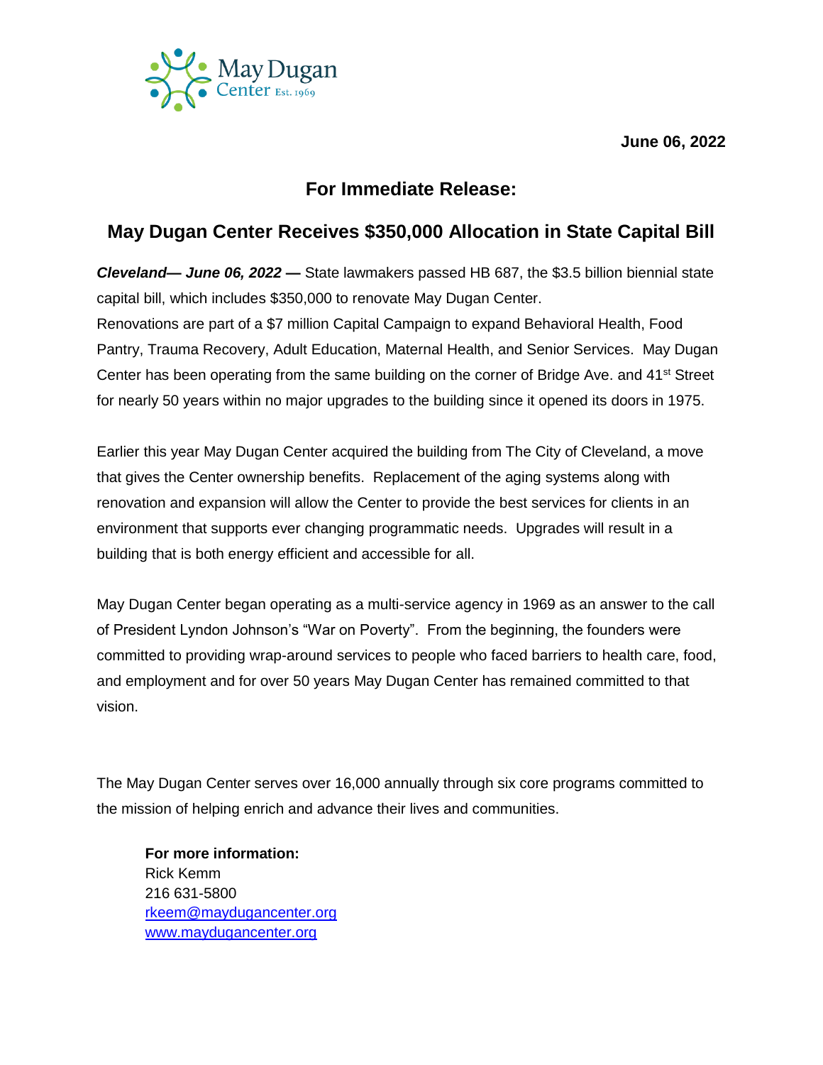May Dugan Center Est. 1969

**June 06, 2022**

## For Immediate Release:

## May Dugan Center Receives $350,000 Allocation in State Capital Bill

***Cleveland— June 06, 2022 —*** State lawmakers passed HB 687, the $3.5 billion biennial state capital bill, which includes $350,000 to renovate May Dugan Center.
Renovations are part of a $7 million Capital Campaign to expand Behavioral Health, Food Pantry, Trauma Recovery, Adult Education, Maternal Health, and Senior Services. May Dugan Center has been operating from the same building on the corner of Bridge Ave. and 41st Street for nearly 50 years within no major upgrades to the building since it opened its doors in 1975.

Earlier this year May Dugan Center acquired the building from The City of Cleveland, a move that gives the Center ownership benefits. Replacement of the aging systems along with renovation and expansion will allow the Center to provide the best services for clients in an environment that supports ever changing programmatic needs. Upgrades will result in a building that is both energy efficient and accessible for all.

May Dugan Center began operating as a multi-service agency in 1969 as an answer to the call of President Lyndon Johnson's "War on Poverty". From the beginning, the founders were committed to providing wrap-around services to people who faced barriers to health care, food, and employment and for over 50 years May Dugan Center has remained committed to that vision.

The May Dugan Center serves over 16,000 annually through six core programs committed to the mission of helping enrich and advance their lives and communities.

**For more information:**
Rick Kemm
216 631-5800
rkeem@maydugancenter.org
www.maydugancenter.org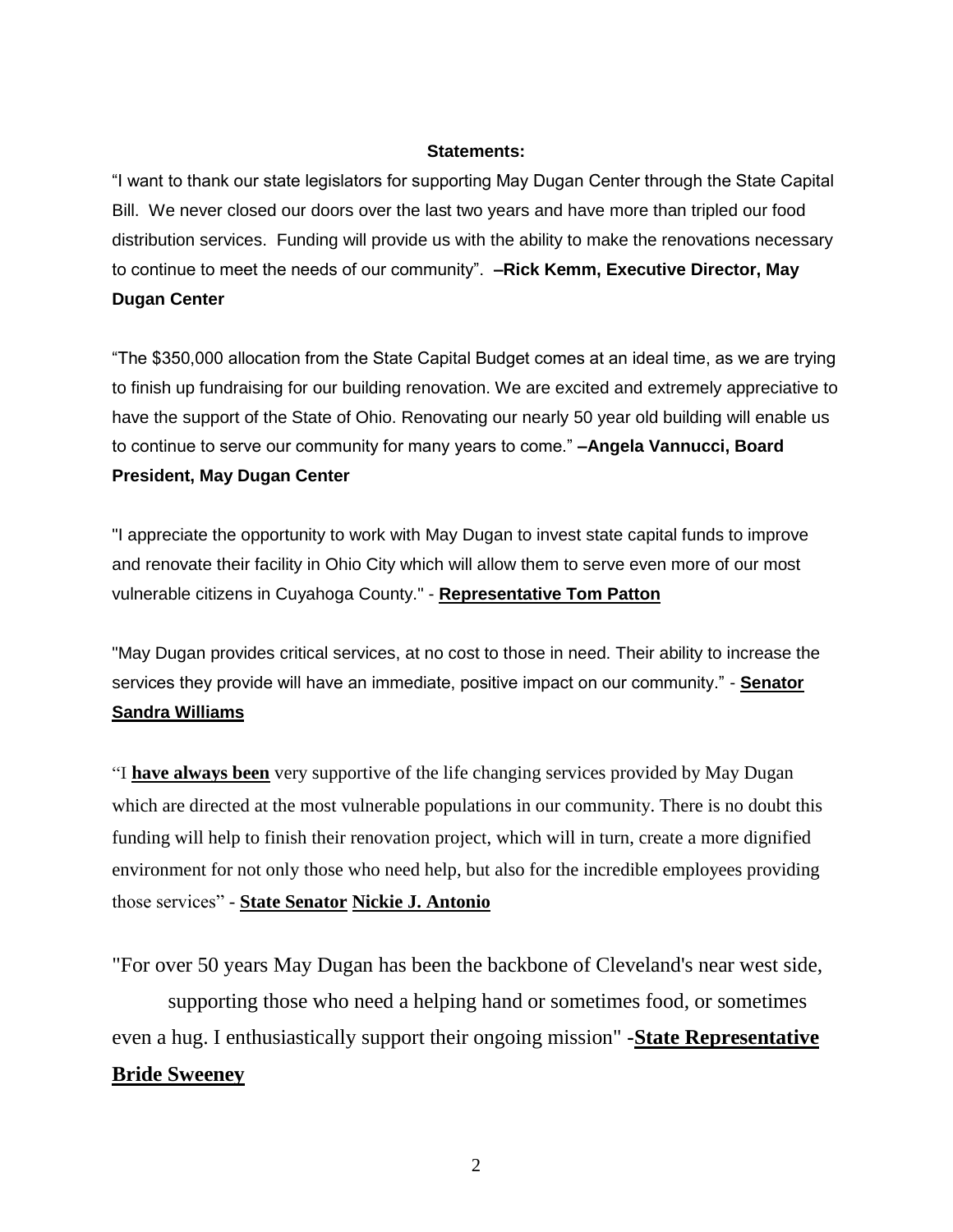**Statements:**

"I want to thank our state legislators for supporting May Dugan Center through the State Capital Bill. We never closed our doors over the last two years and have more than tripled our food distribution services. Funding will provide us with the ability to make the renovations necessary to continue to meet the needs of our community". **–Rick Kemm, Executive Director, May Dugan Center**

"The $350,000 allocation from the State Capital Budget comes at an ideal time, as we are trying to finish up fundraising for our building renovation. We are excited and extremely appreciative to have the support of the State of Ohio. Renovating our nearly 50 year old building will enable us to continue to serve our community for many years to come." **–Angela Vannucci, Board President, May Dugan Center**

"I appreciate the opportunity to work with May Dugan to invest state capital funds to improve and renovate their facility in Ohio City which will allow them to serve even more of our most vulnerable citizens in Cuyahoga County." - **Representative Tom Patton**

"May Dugan provides critical services, at no cost to those in need. Their ability to increase the services they provide will have an immediate, positive impact on our community." - **Senator Sandra Williams**

"I **have always been** very supportive of the life changing services provided by May Dugan which are directed at the most vulnerable populations in our community. There is no doubt this funding will help to finish their renovation project, which will in turn, create a more dignified environment for not only those who need help, but also for the incredible employees providing those services" - **State Senator Nickie J. Antonio**

"For over 50 years May Dugan has been the backbone of Cleveland's near west side, supporting those who need a helping hand or sometimes food, or sometimes even a hug. I enthusiastically support their ongoing mission" -**State Representative Bride Sweeney**